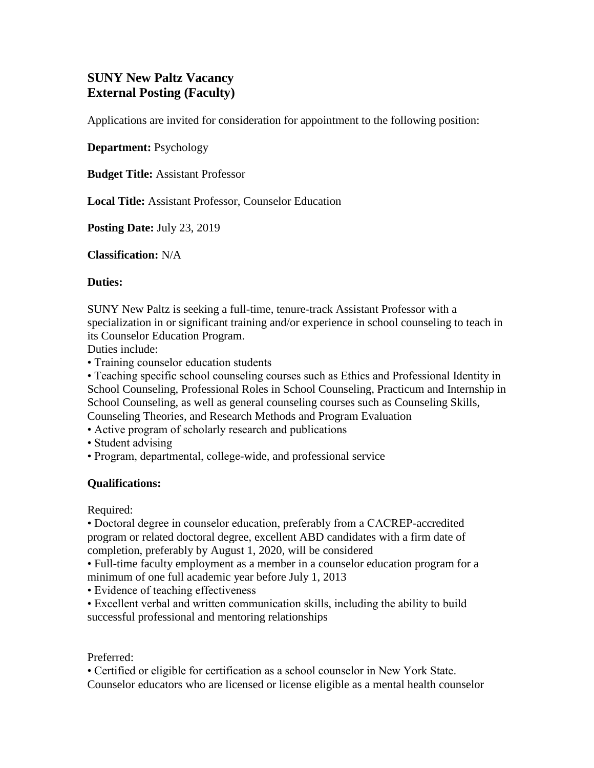## SUNY New Paltz Vacancy
## External Posting (Faculty)

Applications are invited for consideration for appointment to the following position:

**Department:** Psychology

**Budget Title:** Assistant Professor

**Local Title:** Assistant Professor, Counselor Education

**Posting Date:** July 23, 2019

**Classification:** N/A

**Duties:**

SUNY New Paltz is seeking a full-time, tenure-track Assistant Professor with a specialization in or significant training and/or experience in school counseling to teach in its Counselor Education Program.
Duties include:

- Training counselor education students
- Teaching specific school counseling courses such as Ethics and Professional Identity in School Counseling, Professional Roles in School Counseling, Practicum and Internship in School Counseling, as well as general counseling courses such as Counseling Skills, Counseling Theories, and Research Methods and Program Evaluation
- Active program of scholarly research and publications
- Student advising
- Program, departmental, college-wide, and professional service

**Qualifications:**

Required:

- Doctoral degree in counselor education, preferably from a CACREP-accredited program or related doctoral degree, excellent ABD candidates with a firm date of completion, preferably by August 1, 2020, will be considered
- Full-time faculty employment as a member in a counselor education program for a minimum of one full academic year before July 1, 2013
- Evidence of teaching effectiveness
- Excellent verbal and written communication skills, including the ability to build successful professional and mentoring relationships

Preferred:

- Certified or eligible for certification as a school counselor in New York State. Counselor educators who are licensed or license eligible as a mental health counselor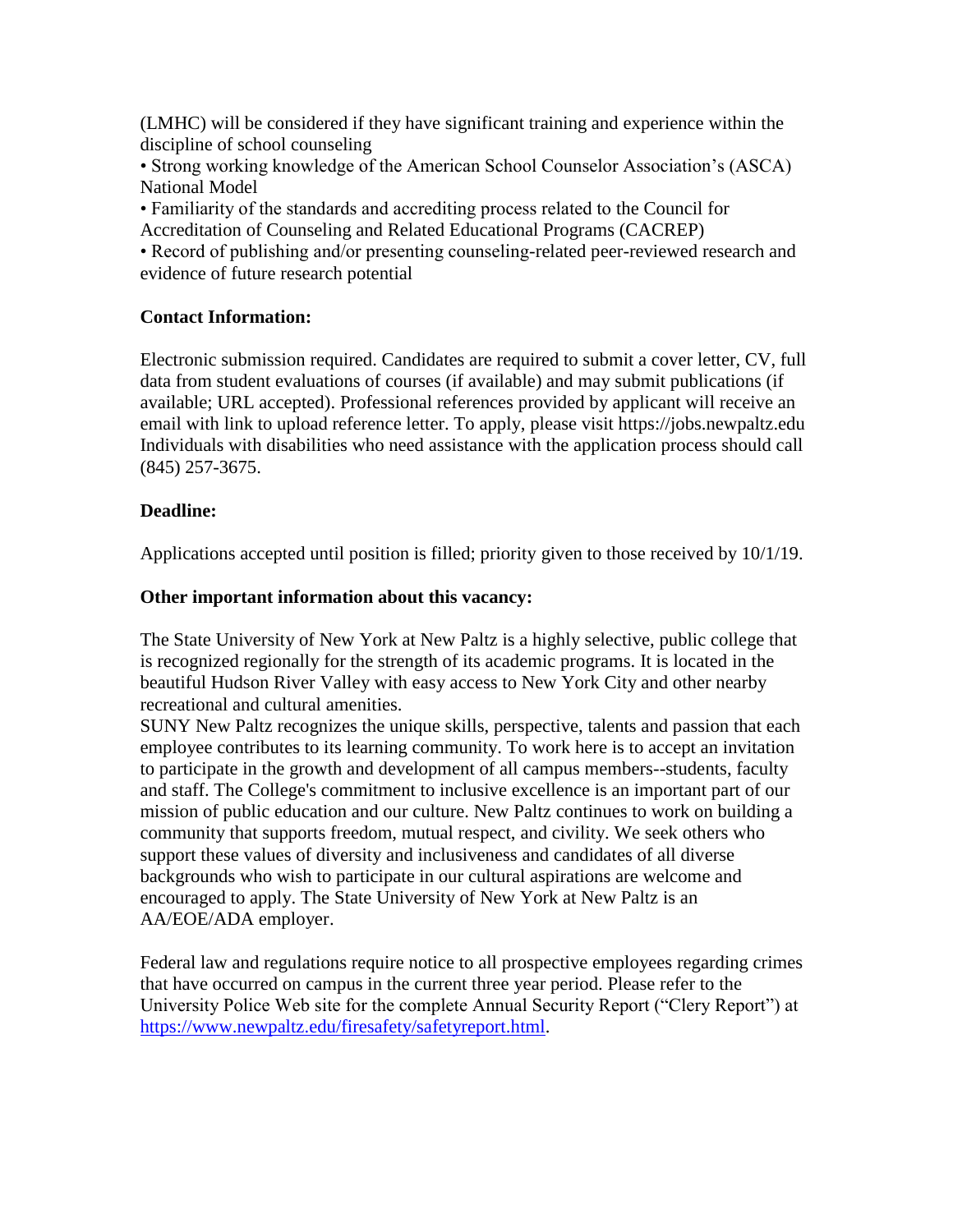(LMHC) will be considered if they have significant training and experience within the discipline of school counseling

- Strong working knowledge of the American School Counselor Association's (ASCA) National Model
- Familiarity of the standards and accrediting process related to the Council for Accreditation of Counseling and Related Educational Programs (CACREP)
- Record of publishing and/or presenting counseling-related peer-reviewed research and evidence of future research potential

**Contact Information:**

Electronic submission required. Candidates are required to submit a cover letter, CV, full data from student evaluations of courses (if available) and may submit publications (if available; URL accepted). Professional references provided by applicant will receive an email with link to upload reference letter. To apply, please visit https://jobs.newpaltz.edu Individuals with disabilities who need assistance with the application process should call (845) 257-3675.

**Deadline:**

Applications accepted until position is filled; priority given to those received by 10/1/19.

**Other important information about this vacancy:**

The State University of New York at New Paltz is a highly selective, public college that is recognized regionally for the strength of its academic programs. It is located in the beautiful Hudson River Valley with easy access to New York City and other nearby recreational and cultural amenities.

SUNY New Paltz recognizes the unique skills, perspective, talents and passion that each employee contributes to its learning community. To work here is to accept an invitation to participate in the growth and development of all campus members--students, faculty and staff. The College's commitment to inclusive excellence is an important part of our mission of public education and our culture. New Paltz continues to work on building a community that supports freedom, mutual respect, and civility. We seek others who support these values of diversity and inclusiveness and candidates of all diverse backgrounds who wish to participate in our cultural aspirations are welcome and encouraged to apply. The State University of New York at New Paltz is an AA/EOE/ADA employer.

Federal law and regulations require notice to all prospective employees regarding crimes that have occurred on campus in the current three year period. Please refer to the University Police Web site for the complete Annual Security Report ("Clery Report") at https://www.newpaltz.edu/firesafety/safetyreport.html.